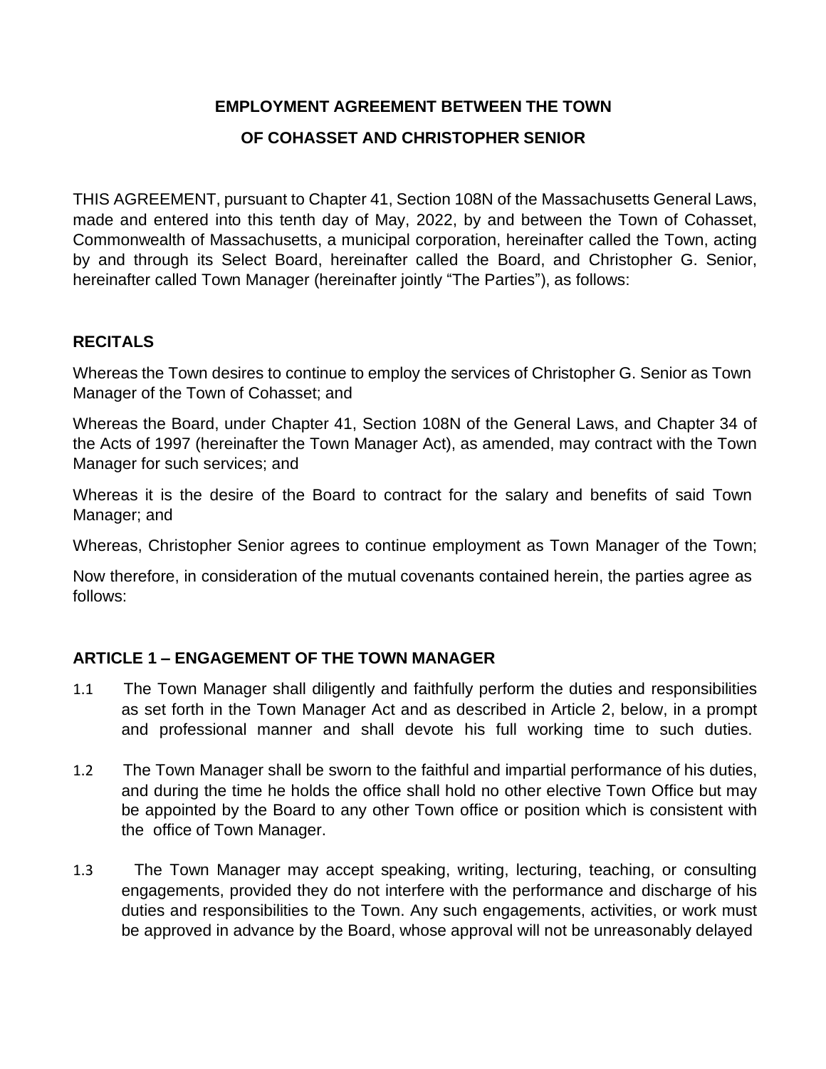# EMPLOYMENT AGREEMENT BETWEEN THE TOWN OF COHASSET AND CHRISTOPHER SENIOR

THIS AGREEMENT, pursuant to Chapter 41, Section 108N of the Massachusetts General Laws, made and entered into this tenth day of May, 2022, by and between the Town of Cohasset, Commonwealth of Massachusetts, a municipal corporation, hereinafter called the Town, acting by and through its Select Board, hereinafter called the Board, and Christopher G. Senior, hereinafter called Town Manager (hereinafter jointly "The Parties"), as follows:

## RECITALS

Whereas the Town desires to continue to employ the services of Christopher G. Senior as Town Manager of the Town of Cohasset; and

Whereas the Board, under Chapter 41, Section 108N of the General Laws, and Chapter 34 of the Acts of 1997 (hereinafter the Town Manager Act), as amended, may contract with the Town Manager for such services; and

Whereas it is the desire of the Board to contract for the salary and benefits of said Town Manager; and

Whereas, Christopher Senior agrees to continue employment as Town Manager of the Town;

Now therefore, in consideration of the mutual covenants contained herein, the parties agree as follows:

## ARTICLE 1 – ENGAGEMENT OF THE TOWN MANAGER

1.1 The Town Manager shall diligently and faithfully perform the duties and responsibilities as set forth in the Town Manager Act and as described in Article 2, below, in a prompt and professional manner and shall devote his full working time to such duties.

1.2 The Town Manager shall be sworn to the faithful and impartial performance of his duties, and during the time he holds the office shall hold no other elective Town Office but may be appointed by the Board to any other Town office or position which is consistent with the office of Town Manager.

1.3 The Town Manager may accept speaking, writing, lecturing, teaching, or consulting engagements, provided they do not interfere with the performance and discharge of his duties and responsibilities to the Town. Any such engagements, activities, or work must be approved in advance by the Board, whose approval will not be unreasonably delayed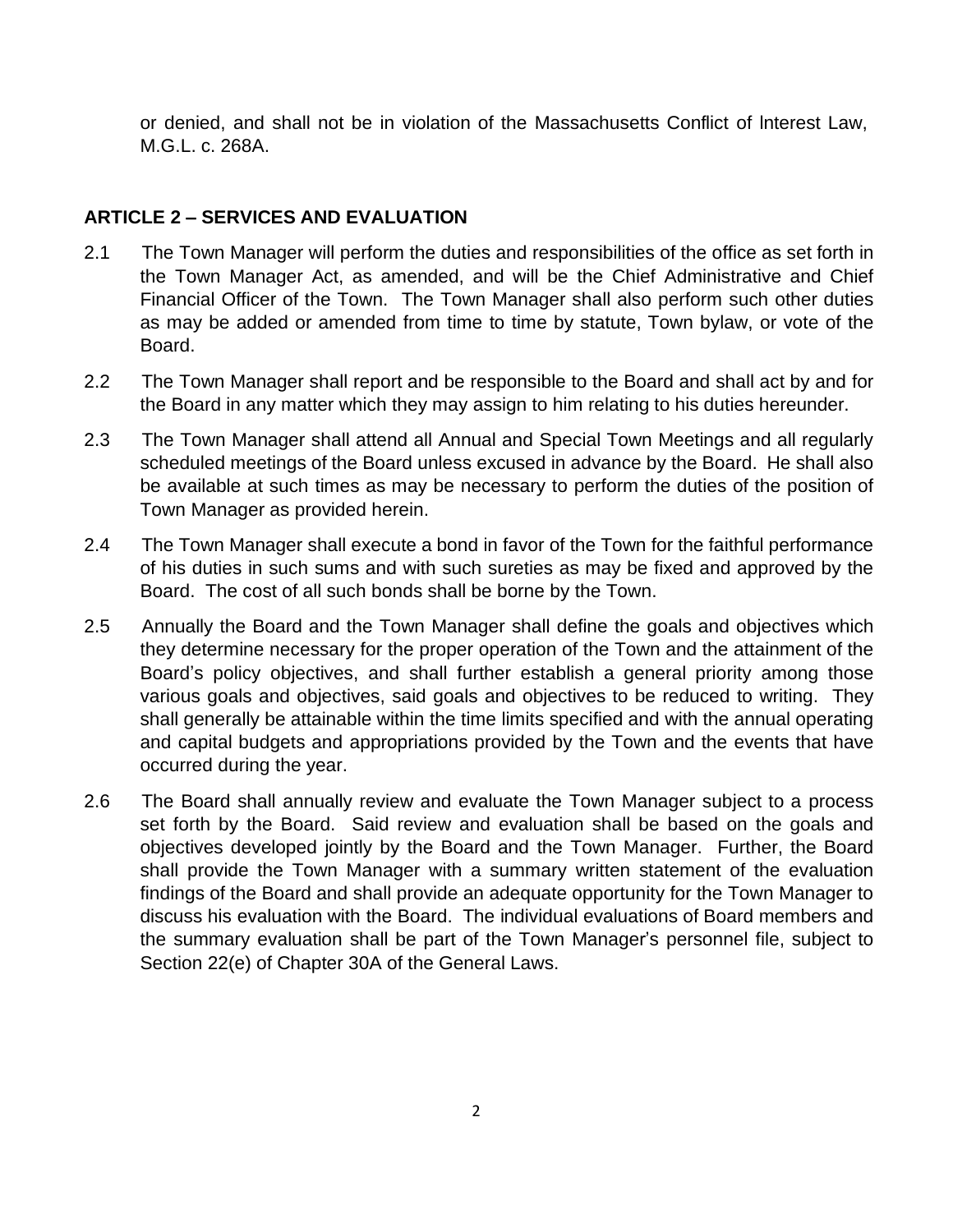or denied, and shall not be in violation of the Massachusetts Conflict of lnterest Law, M.G.L. c. 268A.

## ARTICLE 2 – SERVICES AND EVALUATION

2.1 The Town Manager will perform the duties and responsibilities of the office as set forth in the Town Manager Act, as amended, and will be the Chief Administrative and Chief Financial Officer of the Town. The Town Manager shall also perform such other duties as may be added or amended from time to time by statute, Town bylaw, or vote of the Board.

2.2 The Town Manager shall report and be responsible to the Board and shall act by and for the Board in any matter which they may assign to him relating to his duties hereunder.

2.3 The Town Manager shall attend all Annual and Special Town Meetings and all regularly scheduled meetings of the Board unless excused in advance by the Board. He shall also be available at such times as may be necessary to perform the duties of the position of Town Manager as provided herein.

2.4 The Town Manager shall execute a bond in favor of the Town for the faithful performance of his duties in such sums and with such sureties as may be fixed and approved by the Board. The cost of all such bonds shall be borne by the Town.

2.5 Annually the Board and the Town Manager shall define the goals and objectives which they determine necessary for the proper operation of the Town and the attainment of the Board's policy objectives, and shall further establish a general priority among those various goals and objectives, said goals and objectives to be reduced to writing. They shall generally be attainable within the time limits specified and with the annual operating and capital budgets and appropriations provided by the Town and the events that have occurred during the year.

2.6 The Board shall annually review and evaluate the Town Manager subject to a process set forth by the Board. Said review and evaluation shall be based on the goals and objectives developed jointly by the Board and the Town Manager. Further, the Board shall provide the Town Manager with a summary written statement of the evaluation findings of the Board and shall provide an adequate opportunity for the Town Manager to discuss his evaluation with the Board. The individual evaluations of Board members and the summary evaluation shall be part of the Town Manager's personnel file, subject to Section 22(e) of Chapter 30A of the General Laws.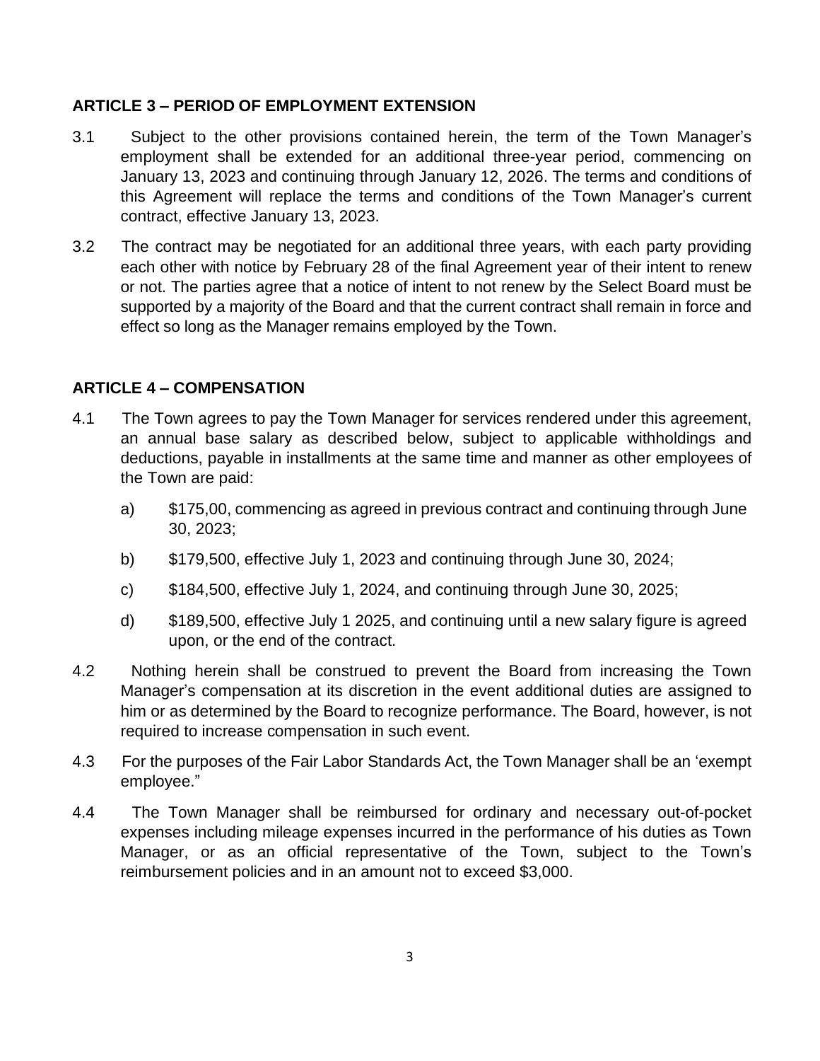## ARTICLE 3 – PERIOD OF EMPLOYMENT EXTENSION

3.1 Subject to the other provisions contained herein, the term of the Town Manager's employment shall be extended for an additional three-year period, commencing on January 13, 2023 and continuing through January 12, 2026. The terms and conditions of this Agreement will replace the terms and conditions of the Town Manager's current contract, effective January 13, 2023.

3.2 The contract may be negotiated for an additional three years, with each party providing each other with notice by February 28 of the final Agreement year of their intent to renew or not. The parties agree that a notice of intent to not renew by the Select Board must be supported by a majority of the Board and that the current contract shall remain in force and effect so long as the Manager remains employed by the Town.

## ARTICLE 4 – COMPENSATION

4.1 The Town agrees to pay the Town Manager for services rendered under this agreement, an annual base salary as described below, subject to applicable withholdings and deductions, payable in installments at the same time and manner as other employees of the Town are paid:

a) $175,00, commencing as agreed in previous contract and continuing through June 30, 2023;

b) $179,500, effective July 1, 2023 and continuing through June 30, 2024;

c) $184,500, effective July 1, 2024, and continuing through June 30, 2025;

d) $189,500, effective July 1 2025, and continuing until a new salary figure is agreed upon, or the end of the contract.

4.2 Nothing herein shall be construed to prevent the Board from increasing the Town Manager's compensation at its discretion in the event additional duties are assigned to him or as determined by the Board to recognize performance. The Board, however, is not required to increase compensation in such event.

4.3 For the purposes of the Fair Labor Standards Act, the Town Manager shall be an 'exempt employee."

4.4 The Town Manager shall be reimbursed for ordinary and necessary out-of-pocket expenses including mileage expenses incurred in the performance of his duties as Town Manager, or as an official representative of the Town, subject to the Town's reimbursement policies and in an amount not to exceed $3,000.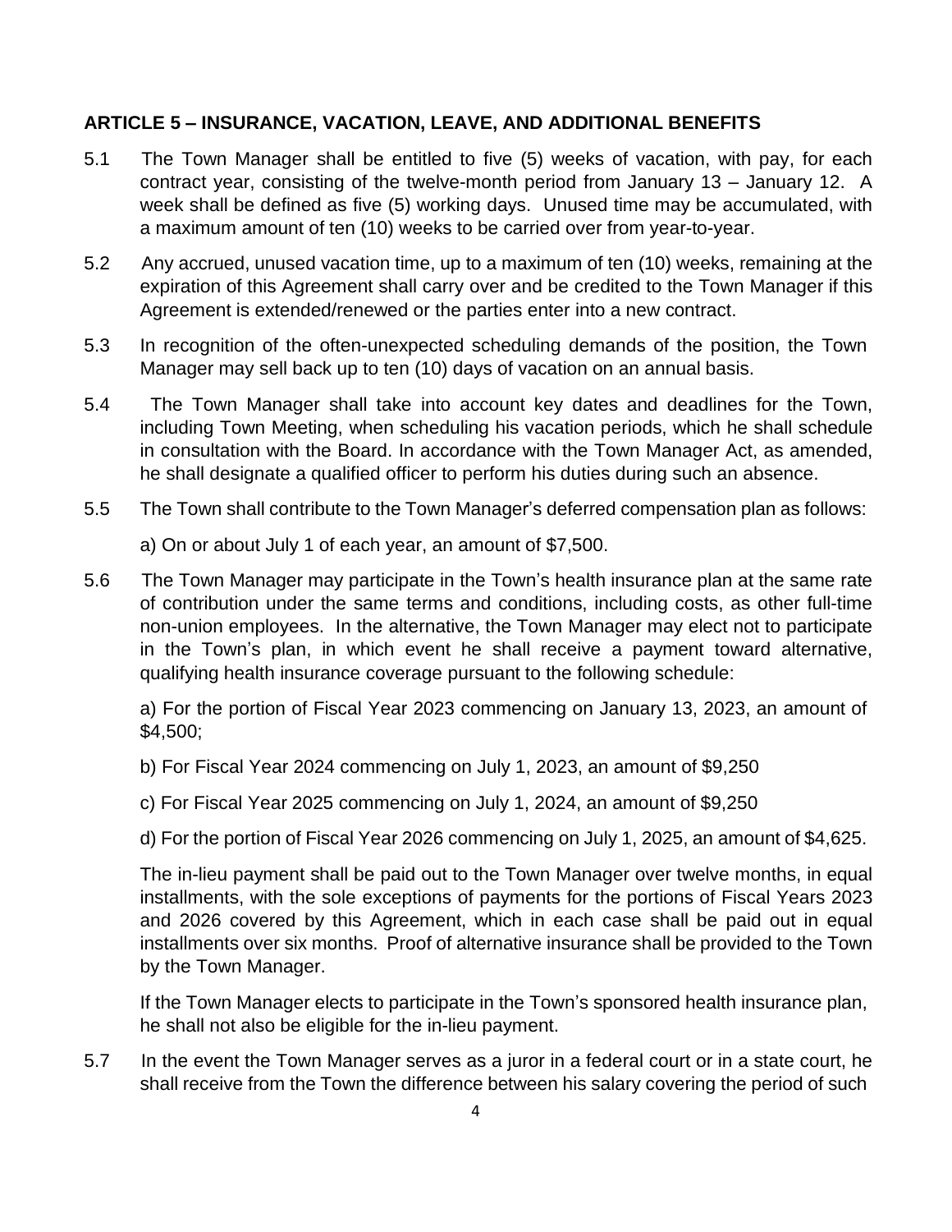## ARTICLE 5 – INSURANCE, VACATION, LEAVE, AND ADDITIONAL BENEFITS

5.1 The Town Manager shall be entitled to five (5) weeks of vacation, with pay, for each contract year, consisting of the twelve-month period from January 13 – January 12. A week shall be defined as five (5) working days. Unused time may be accumulated, with a maximum amount of ten (10) weeks to be carried over from year-to-year.

5.2 Any accrued, unused vacation time, up to a maximum of ten (10) weeks, remaining at the expiration of this Agreement shall carry over and be credited to the Town Manager if this Agreement is extended/renewed or the parties enter into a new contract.

5.3 In recognition of the often-unexpected scheduling demands of the position, the Town Manager may sell back up to ten (10) days of vacation on an annual basis.

5.4 The Town Manager shall take into account key dates and deadlines for the Town, including Town Meeting, when scheduling his vacation periods, which he shall schedule in consultation with the Board. In accordance with the Town Manager Act, as amended, he shall designate a qualified officer to perform his duties during such an absence.

5.5 The Town shall contribute to the Town Manager's deferred compensation plan as follows:

a) On or about July 1 of each year, an amount of $7,500.

5.6 The Town Manager may participate in the Town's health insurance plan at the same rate of contribution under the same terms and conditions, including costs, as other full-time non-union employees. In the alternative, the Town Manager may elect not to participate in the Town's plan, in which event he shall receive a payment toward alternative, qualifying health insurance coverage pursuant to the following schedule:

a) For the portion of Fiscal Year 2023 commencing on January 13, 2023, an amount of $4,500;

b) For Fiscal Year 2024 commencing on July 1, 2023, an amount of $9,250

c) For Fiscal Year 2025 commencing on July 1, 2024, an amount of $9,250

d) For the portion of Fiscal Year 2026 commencing on July 1, 2025, an amount of $4,625.

The in-lieu payment shall be paid out to the Town Manager over twelve months, in equal installments, with the sole exceptions of payments for the portions of Fiscal Years 2023 and 2026 covered by this Agreement, which in each case shall be paid out in equal installments over six months. Proof of alternative insurance shall be provided to the Town by the Town Manager.

If the Town Manager elects to participate in the Town's sponsored health insurance plan, he shall not also be eligible for the in-lieu payment.

5.7 In the event the Town Manager serves as a juror in a federal court or in a state court, he shall receive from the Town the difference between his salary covering the period of such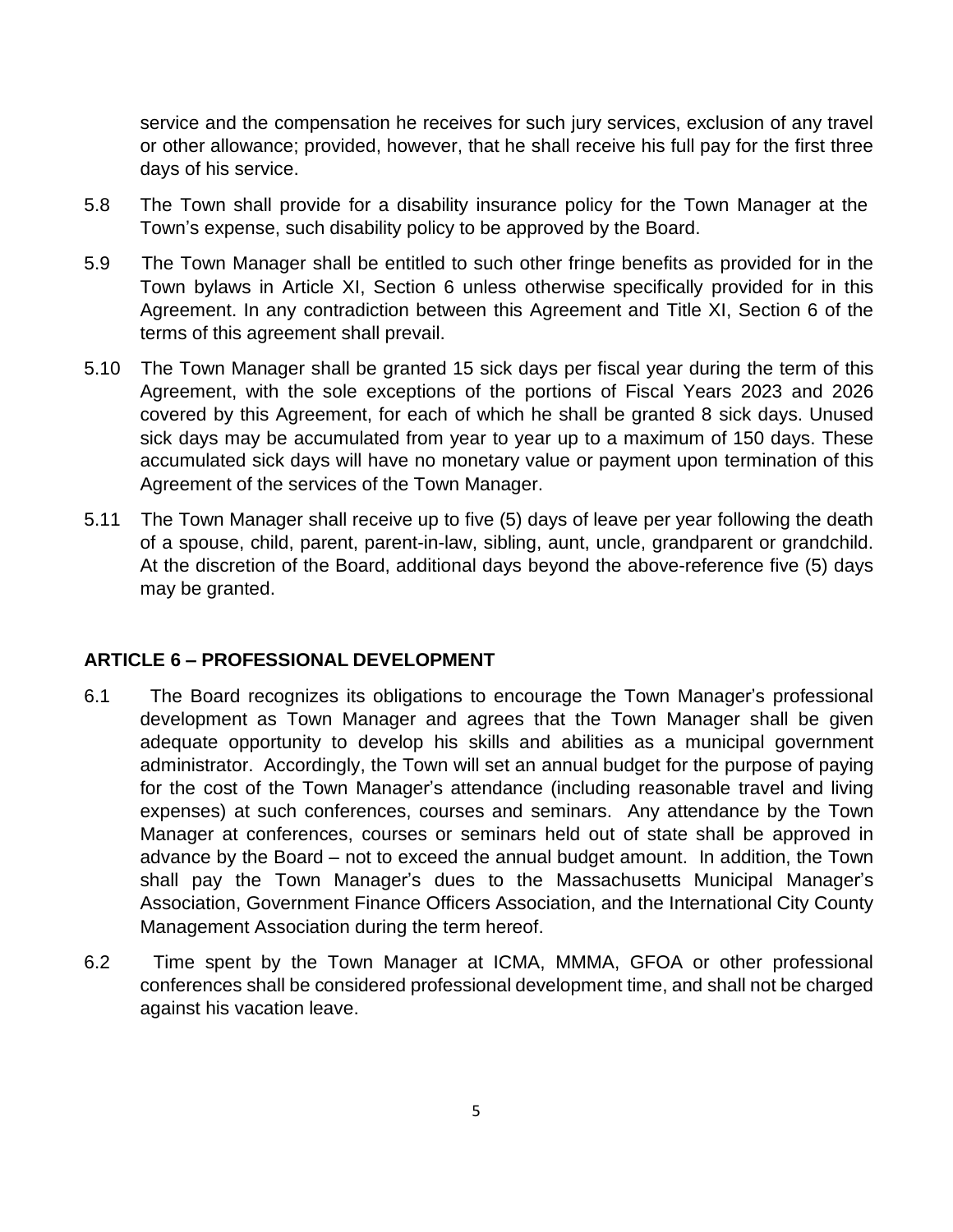service and the compensation he receives for such jury services, exclusion of any travel or other allowance; provided, however, that he shall receive his full pay for the first three days of his service.

5.8 The Town shall provide for a disability insurance policy for the Town Manager at the Town's expense, such disability policy to be approved by the Board.

5.9 The Town Manager shall be entitled to such other fringe benefits as provided for in the Town bylaws in Article XI, Section 6 unless otherwise specifically provided for in this Agreement. In any contradiction between this Agreement and Title XI, Section 6 of the terms of this agreement shall prevail.

5.10 The Town Manager shall be granted 15 sick days per fiscal year during the term of this Agreement, with the sole exceptions of the portions of Fiscal Years 2023 and 2026 covered by this Agreement, for each of which he shall be granted 8 sick days. Unused sick days may be accumulated from year to year up to a maximum of 150 days. These accumulated sick days will have no monetary value or payment upon termination of this Agreement of the services of the Town Manager.

5.11 The Town Manager shall receive up to five (5) days of leave per year following the death of a spouse, child, parent, parent-in-law, sibling, aunt, uncle, grandparent or grandchild. At the discretion of the Board, additional days beyond the above-reference five (5) days may be granted.

## ARTICLE 6 – PROFESSIONAL DEVELOPMENT

6.1 The Board recognizes its obligations to encourage the Town Manager's professional development as Town Manager and agrees that the Town Manager shall be given adequate opportunity to develop his skills and abilities as a municipal government administrator. Accordingly, the Town will set an annual budget for the purpose of paying for the cost of the Town Manager's attendance (including reasonable travel and living expenses) at such conferences, courses and seminars. Any attendance by the Town Manager at conferences, courses or seminars held out of state shall be approved in advance by the Board – not to exceed the annual budget amount. In addition, the Town shall pay the Town Manager's dues to the Massachusetts Municipal Manager's Association, Government Finance Officers Association, and the International City County Management Association during the term hereof.

6.2 Time spent by the Town Manager at ICMA, MMMA, GFOA or other professional conferences shall be considered professional development time, and shall not be charged against his vacation leave.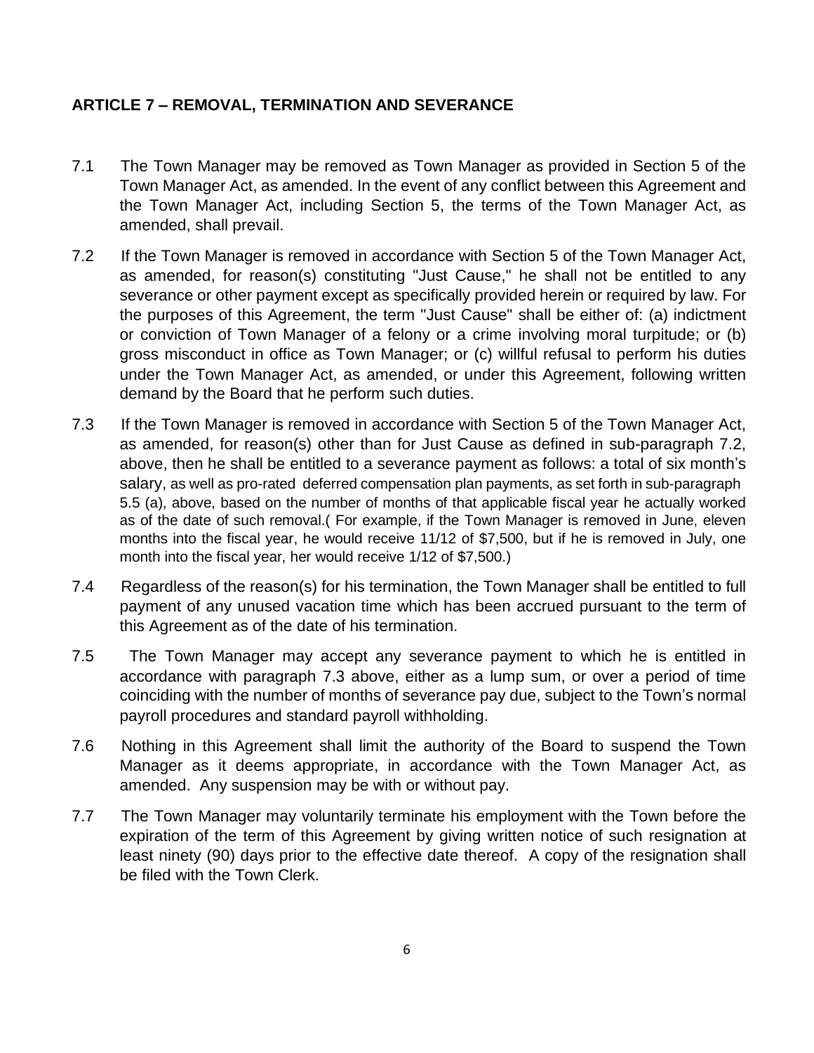## ARTICLE 7 – REMOVAL, TERMINATION AND SEVERANCE

7.1 The Town Manager may be removed as Town Manager as provided in Section 5 of the Town Manager Act, as amended. In the event of any conflict between this Agreement and the Town Manager Act, including Section 5, the terms of the Town Manager Act, as amended, shall prevail.

7.2 If the Town Manager is removed in accordance with Section 5 of the Town Manager Act, as amended, for reason(s) constituting "Just Cause," he shall not be entitled to any severance or other payment except as specifically provided herein or required by law. For the purposes of this Agreement, the term "Just Cause" shall be either of: (a) indictment or conviction of Town Manager of a felony or a crime involving moral turpitude; or (b) gross misconduct in office as Town Manager; or (c) willful refusal to perform his duties under the Town Manager Act, as amended, or under this Agreement, following written demand by the Board that he perform such duties.

7.3 If the Town Manager is removed in accordance with Section 5 of the Town Manager Act, as amended, for reason(s) other than for Just Cause as defined in sub-paragraph 7.2, above, then he shall be entitled to a severance payment as follows: a total of six month's salary, as well as pro-rated deferred compensation plan payments, as set forth in sub-paragraph 5.5 (a), above, based on the number of months of that applicable fiscal year he actually worked as of the date of such removal.( For example, if the Town Manager is removed in June, eleven months into the fiscal year, he would receive 11/12 of $7,500, but if he is removed in July, one month into the fiscal year, her would receive 1/12 of $7,500.)

7.4 Regardless of the reason(s) for his termination, the Town Manager shall be entitled to full payment of any unused vacation time which has been accrued pursuant to the term of this Agreement as of the date of his termination.

7.5 The Town Manager may accept any severance payment to which he is entitled in accordance with paragraph 7.3 above, either as a lump sum, or over a period of time coinciding with the number of months of severance pay due, subject to the Town's normal payroll procedures and standard payroll withholding.

7.6 Nothing in this Agreement shall limit the authority of the Board to suspend the Town Manager as it deems appropriate, in accordance with the Town Manager Act, as amended. Any suspension may be with or without pay.

7.7 The Town Manager may voluntarily terminate his employment with the Town before the expiration of the term of this Agreement by giving written notice of such resignation at least ninety (90) days prior to the effective date thereof. A copy of the resignation shall be filed with the Town Clerk.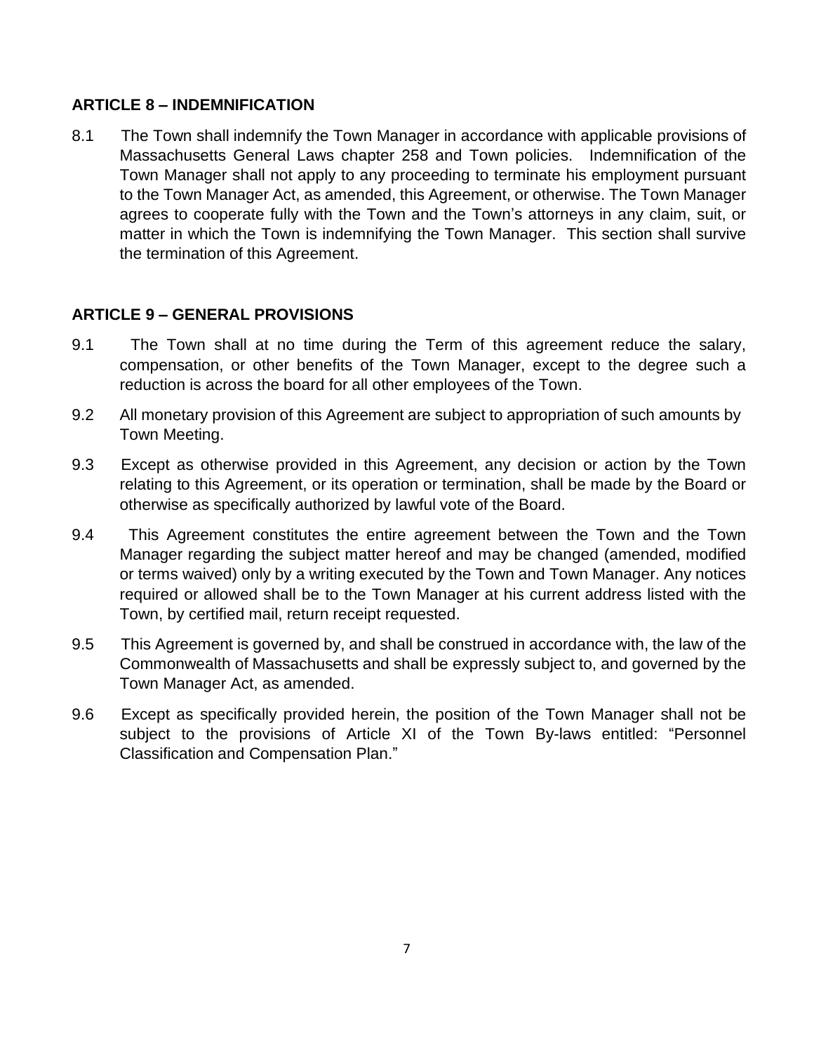## ARTICLE 8 – INDEMNIFICATION

8.1 The Town shall indemnify the Town Manager in accordance with applicable provisions of Massachusetts General Laws chapter 258 and Town policies. Indemnification of the Town Manager shall not apply to any proceeding to terminate his employment pursuant to the Town Manager Act, as amended, this Agreement, or otherwise. The Town Manager agrees to cooperate fully with the Town and the Town's attorneys in any claim, suit, or matter in which the Town is indemnifying the Town Manager. This section shall survive the termination of this Agreement.

## ARTICLE 9 – GENERAL PROVISIONS

9.1 The Town shall at no time during the Term of this agreement reduce the salary, compensation, or other benefits of the Town Manager, except to the degree such a reduction is across the board for all other employees of the Town.

9.2 All monetary provision of this Agreement are subject to appropriation of such amounts by Town Meeting.

9.3 Except as otherwise provided in this Agreement, any decision or action by the Town relating to this Agreement, or its operation or termination, shall be made by the Board or otherwise as specifically authorized by lawful vote of the Board.

9.4 This Agreement constitutes the entire agreement between the Town and the Town Manager regarding the subject matter hereof and may be changed (amended, modified or terms waived) only by a writing executed by the Town and Town Manager. Any notices required or allowed shall be to the Town Manager at his current address listed with the Town, by certified mail, return receipt requested.

9.5 This Agreement is governed by, and shall be construed in accordance with, the law of the Commonwealth of Massachusetts and shall be expressly subject to, and governed by the Town Manager Act, as amended.

9.6 Except as specifically provided herein, the position of the Town Manager shall not be subject to the provisions of Article XI of the Town By-laws entitled: "Personnel Classification and Compensation Plan."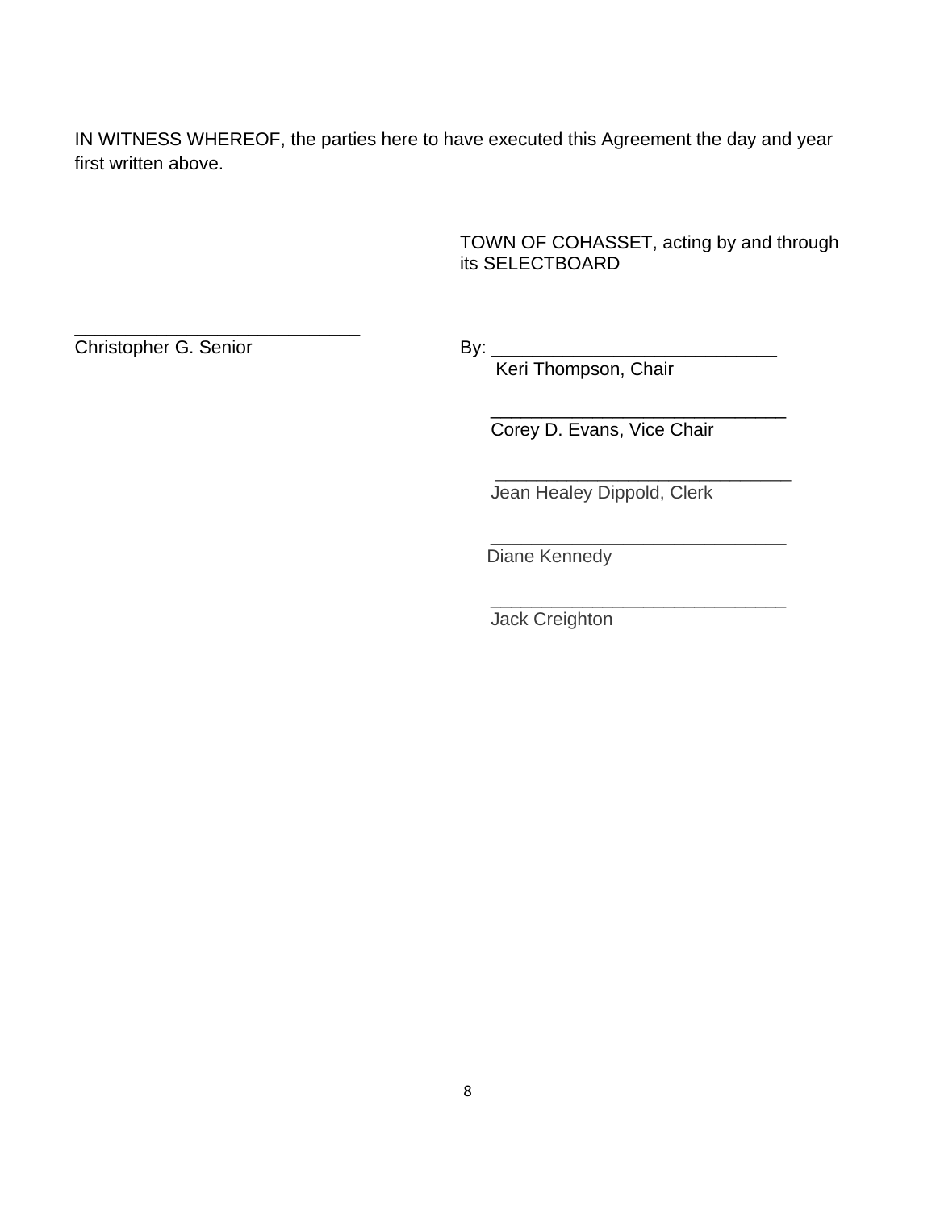IN WITNESS WHEREOF, the parties here to have executed this Agreement the day and year first written above.

TOWN OF COHASSET, acting by and through its SELECTBOARD

____________________________
Christopher G. Senior

By: ____________________________
Keri Thompson, Chair

____________________________
Corey D. Evans, Vice Chair

____________________________
Jean Healey Dippold, Clerk

____________________________
Diane Kennedy

____________________________
Jack Creighton